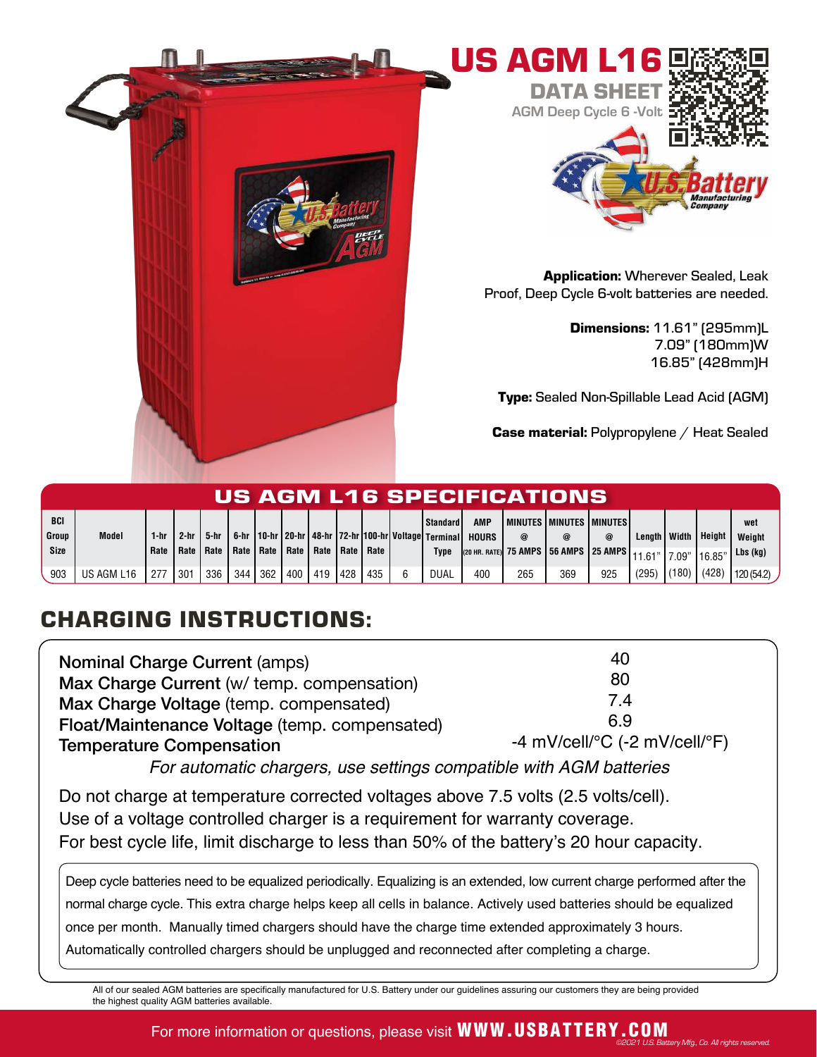# US AGM L16

## DATA SHEET

AGM Deep Cycle 6 -Volt

**Application:** Wherever Sealed, Leak Proof, Deep Cycle 6-volt batteries are needed.

**Dimensions:** 11.61" (295mm)L
7.09" (180mm)W
16.85" (428mm)H

**Type:** Sealed Non-Spillable Lead Acid (AGM)

**Case material:** Polypropylene / Heat Sealed

## US AGM L16 SPECIFICATIONS

| BCI Group Size | Model | 1-hr Rate | 2-hr Rate | 5-hr Rate | 6-hr Rate | 10-hr Rate | 20-hr Rate | 48-hr Rate | 72-hr Rate | 100-hr Rate | Voltage | Standard Terminal Type | AMP HOURS (20 HR. RATE) | MINUTES @ 75 AMPS | MINUTES @ 56 AMPS | MINUTES @ 25 AMPS | Length 11.61" | Width 7.09" | Height 16.85" | wet Weight Lbs (kg) |
|---|---|---|---|---|---|---|---|---|---|---|---|---|---|---|---|---|---|---|---|---|
| 903 | US AGM L16 | 277 | 301 | 336 | 344 | 362 | 400 | 419 | 428 | 435 | 6 | DUAL | 400 | 265 | 369 | 925 | (295) | (180) | (428) | 120 (54.2) |

## CHARGING INSTRUCTIONS:

| | |
|---|---|
| Nominal Charge Current (amps) | 40 |
| Max Charge Current (w/ temp. compensation) | 80 |
| Max Charge Voltage (temp. compensated) | 7.4 |
| Float/Maintenance Voltage (temp. compensated) | 6.9 |
| Temperature Compensation | -4 mV/cell/°C (-2 mV/cell/°F) |

*For automatic chargers, use settings compatible with AGM batteries*

Do not charge at temperature corrected voltages above 7.5 volts (2.5 volts/cell).
Use of a voltage controlled charger is a requirement for warranty coverage.
For best cycle life, limit discharge to less than 50% of the battery's 20 hour capacity.

Deep cycle batteries need to be equalized periodically. Equalizing is an extended, low current charge performed after the normal charge cycle. This extra charge helps keep all cells in balance. Actively used batteries should be equalized once per month. Manually timed chargers should have the charge time extended approximately 3 hours. Automatically controlled chargers should be unplugged and reconnected after completing a charge.

All of our sealed AGM batteries are specifically manufactured for U.S. Battery under our guidelines assuring our customers they are being provided the highest quality AGM batteries available.

For more information or questions, please visit **WWW.USBATTERY.COM**

*©2021 U.S. Battery Mfg., Co. All rights reserved.*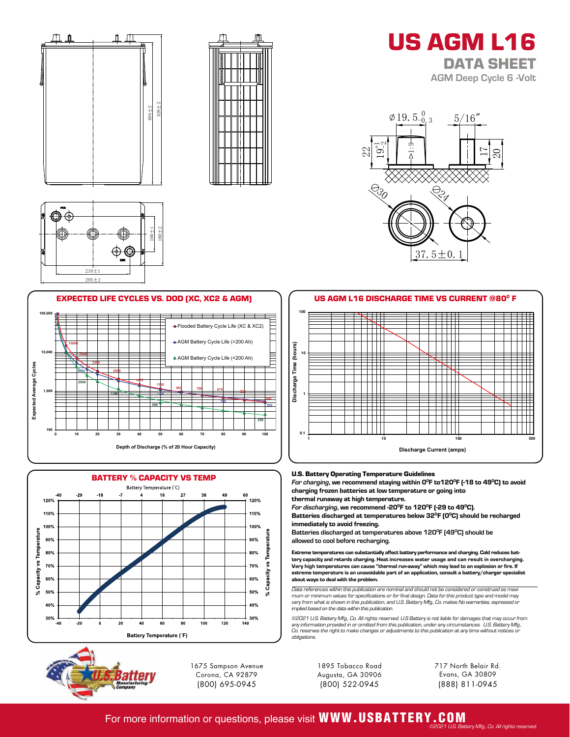# US AGM L16

## DATA SHEET

AGM Deep Cycle 6 -Volt

406±2
428±2
100±1
180±2
210±1
295±2
POS
NEG

Ø19.5 $^{0}_{-0.3}$
5/16″
22
$19^{+1}_{-2}$
▷1:9
17
20
Ø30
Ø24
37.5±0.1

### EXPECTED LIFE CYCLES VS. DOD (XC, XC2 & AGM)

Flooded Battery Cycle Life (XC & XC2)
AGM Battery Cycle Life (>200 Ah)
AGM Battery Cycle Life (<200 Ah)

Expected Average Cycles
100,000
10,000
1,000
100

15000
7000
3300
4600
2050
2550
1475
1150
1150
1100
950
780
675
500
500
750
600
550
250

0
10
20
30
40
50
60
70
80
90
100

Depth of Discharge (% of 20 Hour Capacity)

### US AGM L16 DISCHARGE TIME VS CURRENT @80⁰ F

Discharge Time (hours)
100
10
1
0.1

1
10
100
500

Discharge Current (amps)

### BATTERY % CAPACITY VS TEMP

Battery Temperature (˚C)
-40
-29
-18
-7
4
16
27
38
49
60

% Capacity vs Temperature
120%
110%
100%
90%
80%
70%
60%
50%
40%
30%

-40
-20
0
20
40
60
80
100
120
140

Battery Temperature (˚F)

**U.S. Battery Operating Temperature Guidelines**

***For charging*, we recommend staying within 0⁰F to120⁰F (-18 to 49⁰C) to avoid charging frozen batteries at low temperature or going into thermal runaway at high temperature.**

***For discharging*, we recommend -20⁰F to 120⁰F (-29 to 49⁰C).**

**Batteries discharged at temperatures below 32⁰F (0⁰C) should be recharged immediately to avoid freezing.**

**Batteries discharged at temperatures above 120⁰F (49⁰C) should be allowed to cool before recharging.**

**Extreme temperatures can substantially affect battery performance and charging. Cold reduces battery capacity and retards charging. Heat increases water usage and can result in overcharging. Very high temperatures can cause "thermal run-away" which may lead to an explosion or fire. If extreme temperature is an unavoidable part of an application, consult a battery/charger specialist about ways to deal with the problem.**

*Data references within this publication are nominal and should not be considered or construed as maximum or minimum values for specifications or for final design. Data for this product type and model may vary from what is shown in this publication, and U.S. Battery Mfg., Co. makes No warranties, expressed or implied based on the data within this publication.*

*©2021 U.S. Battery Mfg., Co. All rights reserved. U.S Battery is not liable for damages that may occur from any information provided in or omitted from this publication, under any circumstances. U.S. Battery Mfg., Co. reserves the right to make changes or adjustments to this publication at any time without notices or obligations.*

U.S. Battery Manufacturing Company

1675 Sampson Avenue
Corona, CA 92879
(800) 695-0945

1895 Tobacco Road
Augusta, GA 30906
(800) 522-0945

717 North Belair Rd.
Evans, GA 30809
(888) 811-0945

For more information or questions, please visit **WWW.USBATTERY.COM**

*©2021 U.S. Battery Mfg., Co. All rights reserved.*